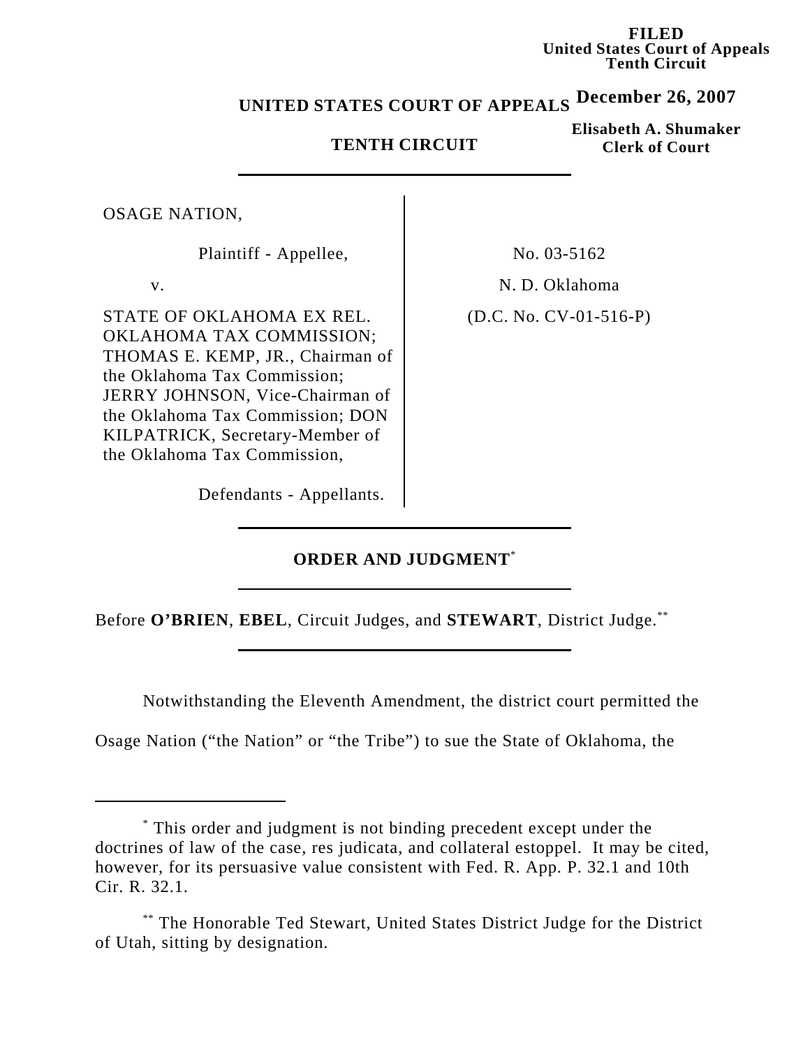**FILED**
**United States Court of Appeals**
**Tenth Circuit**

**December 26, 2007**

**Elisabeth A. Shumaker**
**Clerk of Court**

**UNITED STATES COURT OF APPEALS**

**TENTH CIRCUIT**

---

| | |
|---|---|
| OSAGE NATION,<br><br>Plaintiff - Appellee,<br><br>v.<br><br>STATE OF OKLAHOMA EX REL. OKLAHOMA TAX COMMISSION; THOMAS E. KEMP, JR., Chairman of the Oklahoma Tax Commission; JERRY JOHNSON, Vice-Chairman of the Oklahoma Tax Commission; DON KILPATRICK, Secretary-Member of the Oklahoma Tax Commission,<br><br>Defendants - Appellants. | No. 03-5162<br><br>N. D. Oklahoma<br><br>(D.C. No. CV-01-516-P) |

---

## ORDER AND JUDGMENT[*]

---

Before **O'BRIEN**, **EBEL**, Circuit Judges, and **STEWART**, District Judge.[**]

---

Notwithstanding the Eleventh Amendment, the district court permitted the Osage Nation ("the Nation" or "the Tribe") to sue the State of Oklahoma, the

---

[*] This order and judgment is not binding precedent except under the doctrines of law of the case, res judicata, and collateral estoppel. It may be cited, however, for its persuasive value consistent with Fed. R. App. P. 32.1 and 10th Cir. R. 32.1.

[**] The Honorable Ted Stewart, United States District Judge for the District of Utah, sitting by designation.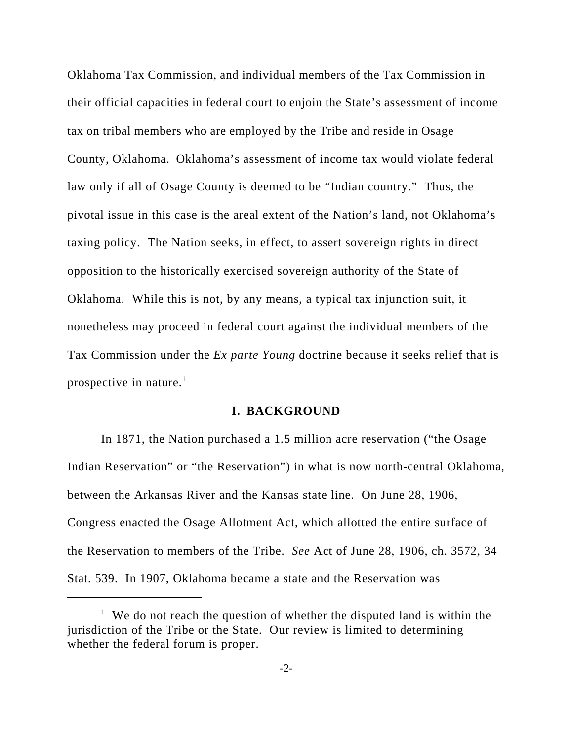Oklahoma Tax Commission, and individual members of the Tax Commission in their official capacities in federal court to enjoin the State's assessment of income tax on tribal members who are employed by the Tribe and reside in Osage County, Oklahoma. Oklahoma's assessment of income tax would violate federal law only if all of Osage County is deemed to be "Indian country." Thus, the pivotal issue in this case is the areal extent of the Nation's land, not Oklahoma's taxing policy. The Nation seeks, in effect, to assert sovereign rights in direct opposition to the historically exercised sovereign authority of the State of Oklahoma. While this is not, by any means, a typical tax injunction suit, it nonetheless may proceed in federal court against the individual members of the Tax Commission under the *Ex parte Young* doctrine because it seeks relief that is prospective in nature.[1]

## I. BACKGROUND

In 1871, the Nation purchased a 1.5 million acre reservation ("the Osage Indian Reservation" or "the Reservation") in what is now north-central Oklahoma, between the Arkansas River and the Kansas state line. On June 28, 1906, Congress enacted the Osage Allotment Act, which allotted the entire surface of the Reservation to members of the Tribe. *See* Act of June 28, 1906, ch. 3572, 34 Stat. 539. In 1907, Oklahoma became a state and the Reservation was

[1] We do not reach the question of whether the disputed land is within the jurisdiction of the Tribe or the State. Our review is limited to determining whether the federal forum is proper.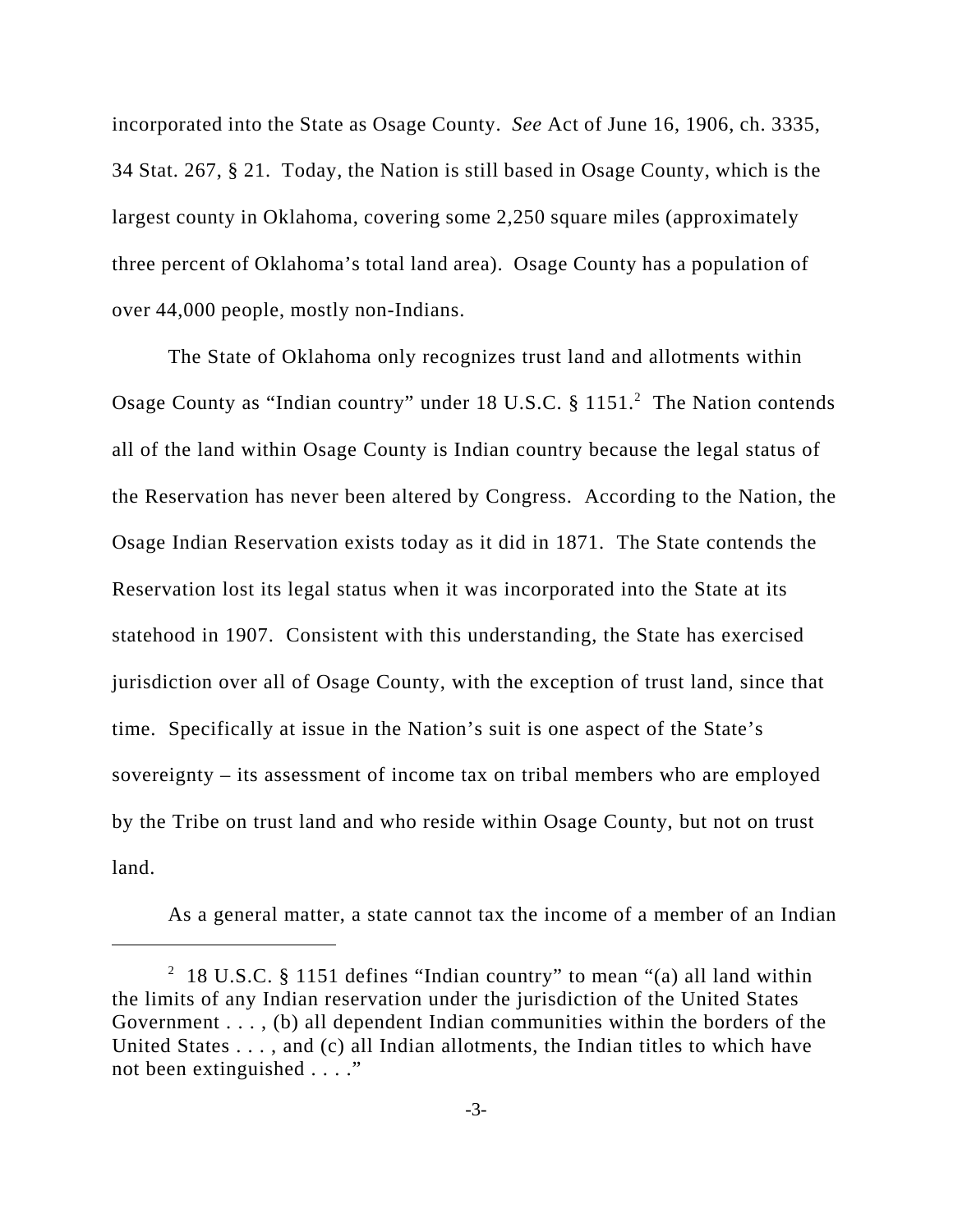incorporated into the State as Osage County. *See* Act of June 16, 1906, ch. 3335, 34 Stat. 267, § 21. Today, the Nation is still based in Osage County, which is the largest county in Oklahoma, covering some 2,250 square miles (approximately three percent of Oklahoma's total land area). Osage County has a population of over 44,000 people, mostly non-Indians.

The State of Oklahoma only recognizes trust land and allotments within Osage County as "Indian country" under 18 U.S.C. § 1151.[2] The Nation contends all of the land within Osage County is Indian country because the legal status of the Reservation has never been altered by Congress. According to the Nation, the Osage Indian Reservation exists today as it did in 1871. The State contends the Reservation lost its legal status when it was incorporated into the State at its statehood in 1907. Consistent with this understanding, the State has exercised jurisdiction over all of Osage County, with the exception of trust land, since that time. Specifically at issue in the Nation's suit is one aspect of the State's sovereignty – its assessment of income tax on tribal members who are employed by the Tribe on trust land and who reside within Osage County, but not on trust land.

As a general matter, a state cannot tax the income of a member of an Indian

[2] 18 U.S.C. § 1151 defines "Indian country" to mean "(a) all land within the limits of any Indian reservation under the jurisdiction of the United States Government . . . , (b) all dependent Indian communities within the borders of the United States . . . , and (c) all Indian allotments, the Indian titles to which have not been extinguished . . . ."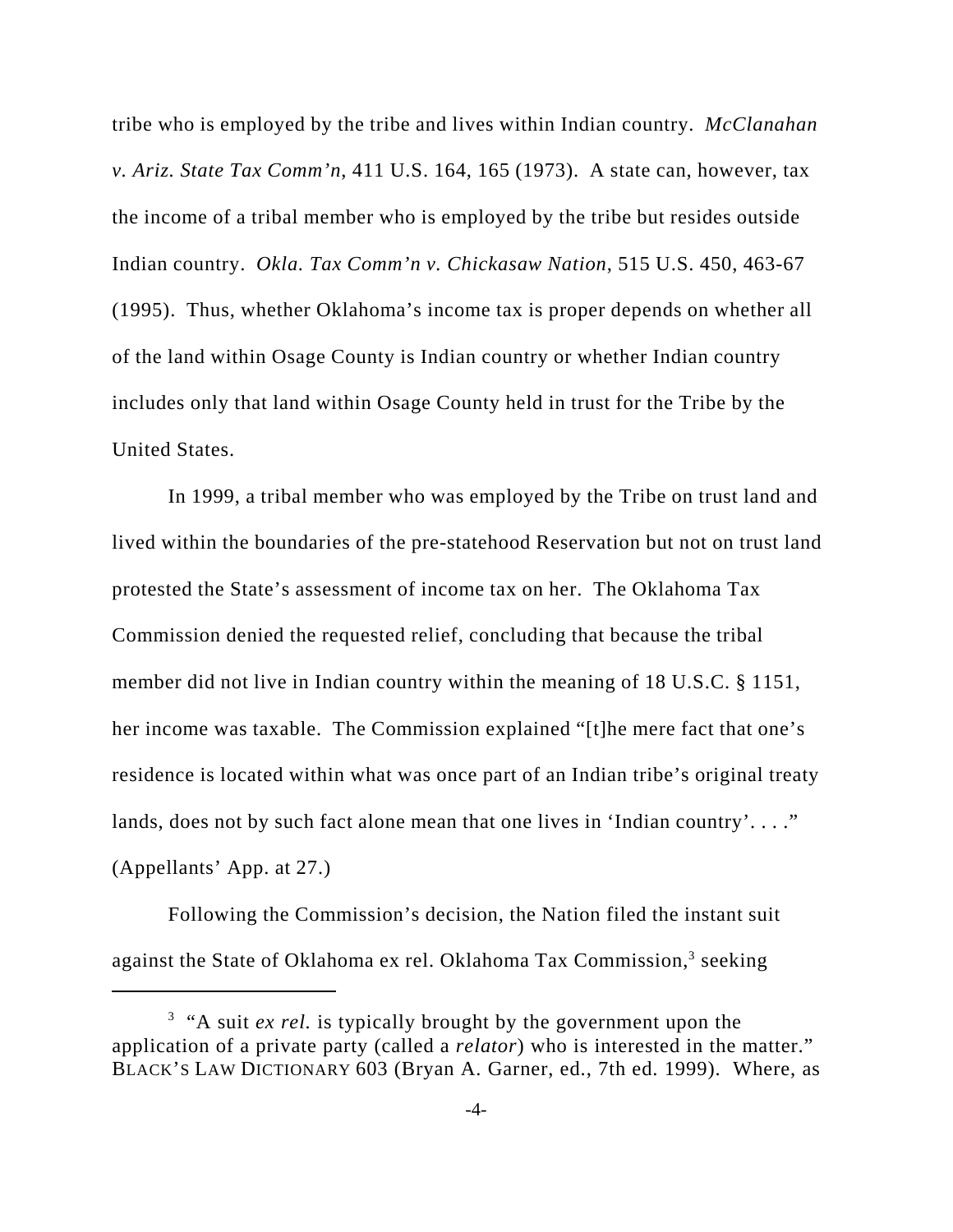tribe who is employed by the tribe and lives within Indian country. *McClanahan v. Ariz. State Tax Comm'n*, 411 U.S. 164, 165 (1973). A state can, however, tax the income of a tribal member who is employed by the tribe but resides outside Indian country. *Okla. Tax Comm'n v. Chickasaw Nation*, 515 U.S. 450, 463-67 (1995). Thus, whether Oklahoma's income tax is proper depends on whether all of the land within Osage County is Indian country or whether Indian country includes only that land within Osage County held in trust for the Tribe by the United States.

In 1999, a tribal member who was employed by the Tribe on trust land and lived within the boundaries of the pre-statehood Reservation but not on trust land protested the State's assessment of income tax on her. The Oklahoma Tax Commission denied the requested relief, concluding that because the tribal member did not live in Indian country within the meaning of 18 U.S.C. § 1151, her income was taxable. The Commission explained "[t]he mere fact that one's residence is located within what was once part of an Indian tribe's original treaty lands, does not by such fact alone mean that one lives in 'Indian country'. . . ." (Appellants' App. at 27.)

Following the Commission's decision, the Nation filed the instant suit against the State of Oklahoma ex rel. Oklahoma Tax Commission,[3] seeking

[3] "A suit *ex rel.* is typically brought by the government upon the application of a private party (called a *relator*) who is interested in the matter." BLACK'S LAW DICTIONARY 603 (Bryan A. Garner, ed., 7th ed. 1999). Where, as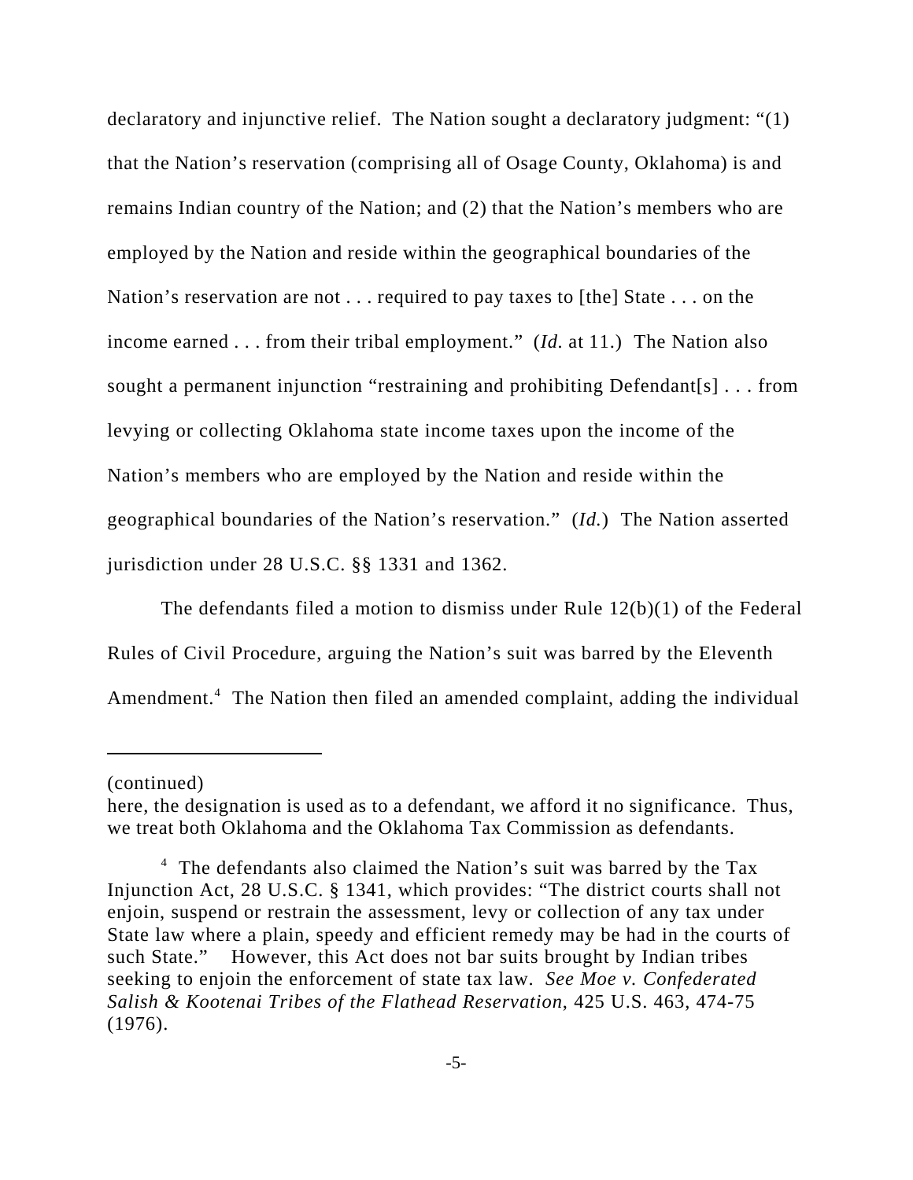declaratory and injunctive relief. The Nation sought a declaratory judgment: "(1) that the Nation's reservation (comprising all of Osage County, Oklahoma) is and remains Indian country of the Nation; and (2) that the Nation's members who are employed by the Nation and reside within the geographical boundaries of the Nation's reservation are not . . . required to pay taxes to [the] State . . . on the income earned . . . from their tribal employment." (*Id.* at 11.) The Nation also sought a permanent injunction "restraining and prohibiting Defendant[s] . . . from levying or collecting Oklahoma state income taxes upon the income of the Nation's members who are employed by the Nation and reside within the geographical boundaries of the Nation's reservation." (*Id.*) The Nation asserted jurisdiction under 28 U.S.C. §§ 1331 and 1362.

The defendants filed a motion to dismiss under Rule 12(b)(1) of the Federal Rules of Civil Procedure, arguing the Nation's suit was barred by the Eleventh Amendment.[4] The Nation then filed an amended complaint, adding the individual

---

(continued)

here, the designation is used as to a defendant, we afford it no significance. Thus, we treat both Oklahoma and the Oklahoma Tax Commission as defendants.

[4] The defendants also claimed the Nation's suit was barred by the Tax Injunction Act, 28 U.S.C. § 1341, which provides: "The district courts shall not enjoin, suspend or restrain the assessment, levy or collection of any tax under State law where a plain, speedy and efficient remedy may be had in the courts of such State." However, this Act does not bar suits brought by Indian tribes seeking to enjoin the enforcement of state tax law. *See Moe v. Confederated Salish & Kootenai Tribes of the Flathead Reservation*, 425 U.S. 463, 474-75 (1976).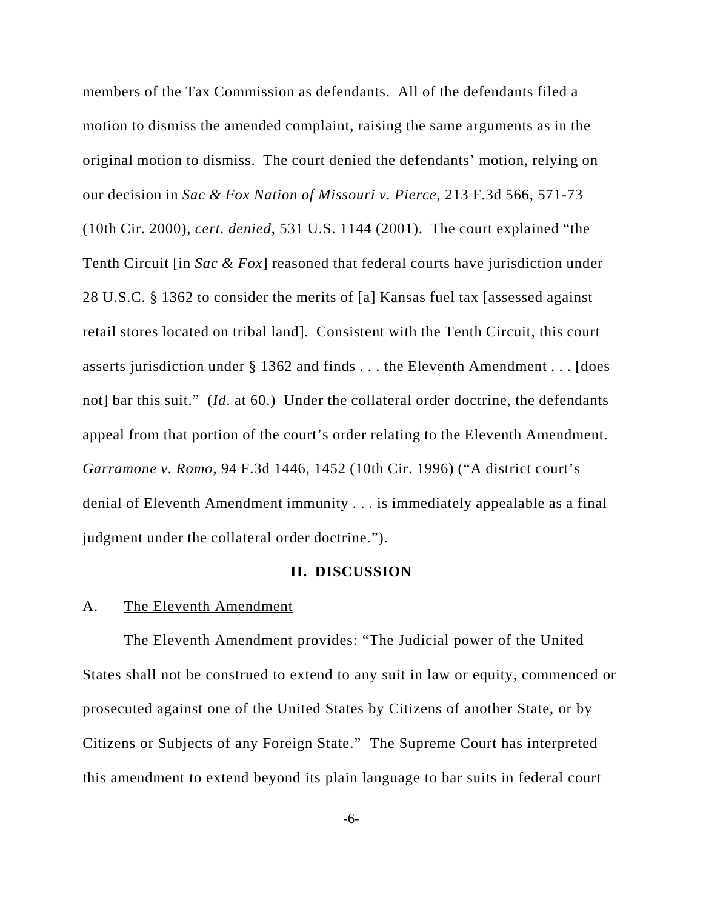members of the Tax Commission as defendants. All of the defendants filed a motion to dismiss the amended complaint, raising the same arguments as in the original motion to dismiss. The court denied the defendants' motion, relying on our decision in *Sac & Fox Nation of Missouri v. Pierce*, 213 F.3d 566, 571-73 (10th Cir. 2000), *cert. denied*, 531 U.S. 1144 (2001). The court explained "the Tenth Circuit [in *Sac & Fox*] reasoned that federal courts have jurisdiction under 28 U.S.C. § 1362 to consider the merits of [a] Kansas fuel tax [assessed against retail stores located on tribal land]. Consistent with the Tenth Circuit, this court asserts jurisdiction under § 1362 and finds . . . the Eleventh Amendment . . . [does not] bar this suit." (*Id*. at 60.) Under the collateral order doctrine, the defendants appeal from that portion of the court's order relating to the Eleventh Amendment. *Garramone v. Romo*, 94 F.3d 1446, 1452 (10th Cir. 1996) ("A district court's denial of Eleventh Amendment immunity . . . is immediately appealable as a final judgment under the collateral order doctrine.").

## II. DISCUSSION

### A. The Eleventh Amendment

The Eleventh Amendment provides: "The Judicial power of the United States shall not be construed to extend to any suit in law or equity, commenced or prosecuted against one of the United States by Citizens of another State, or by Citizens or Subjects of any Foreign State." The Supreme Court has interpreted this amendment to extend beyond its plain language to bar suits in federal court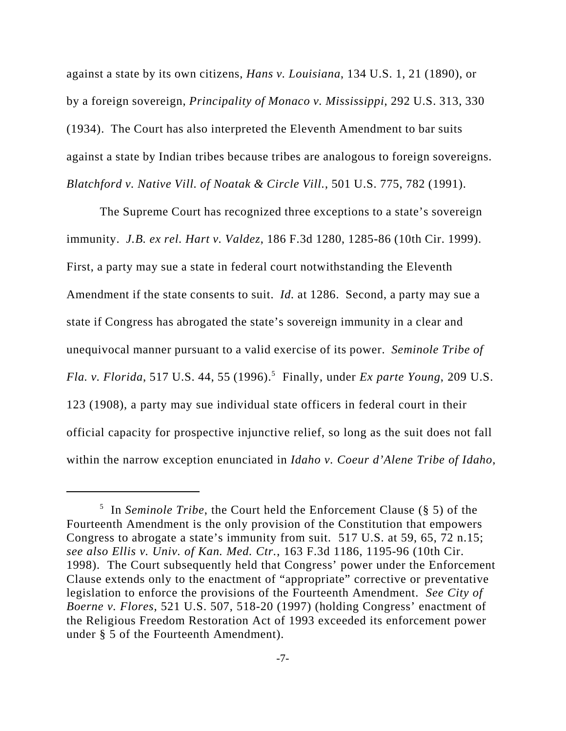against a state by its own citizens, *Hans v. Louisiana*, 134 U.S. 1, 21 (1890), or by a foreign sovereign, *Principality of Monaco v. Mississippi*, 292 U.S. 313, 330 (1934). The Court has also interpreted the Eleventh Amendment to bar suits against a state by Indian tribes because tribes are analogous to foreign sovereigns. *Blatchford v. Native Vill. of Noatak & Circle Vill.*, 501 U.S. 775, 782 (1991).

The Supreme Court has recognized three exceptions to a state's sovereign immunity. *J.B. ex rel. Hart v. Valdez*, 186 F.3d 1280, 1285-86 (10th Cir. 1999). First, a party may sue a state in federal court notwithstanding the Eleventh Amendment if the state consents to suit. *Id.* at 1286. Second, a party may sue a state if Congress has abrogated the state's sovereign immunity in a clear and unequivocal manner pursuant to a valid exercise of its power. *Seminole Tribe of Fla. v. Florida*, 517 U.S. 44, 55 (1996).[5] Finally, under *Ex parte Young*, 209 U.S. 123 (1908), a party may sue individual state officers in federal court in their official capacity for prospective injunctive relief, so long as the suit does not fall within the narrow exception enunciated in *Idaho v. Coeur d'Alene Tribe of Idaho*,

---

[5] In *Seminole Tribe*, the Court held the Enforcement Clause (§ 5) of the Fourteenth Amendment is the only provision of the Constitution that empowers Congress to abrogate a state's immunity from suit. 517 U.S. at 59, 65, 72 n.15; *see also Ellis v. Univ. of Kan. Med. Ctr.*, 163 F.3d 1186, 1195-96 (10th Cir. 1998). The Court subsequently held that Congress' power under the Enforcement Clause extends only to the enactment of "appropriate" corrective or preventative legislation to enforce the provisions of the Fourteenth Amendment. *See City of Boerne v. Flores*, 521 U.S. 507, 518-20 (1997) (holding Congress' enactment of the Religious Freedom Restoration Act of 1993 exceeded its enforcement power under § 5 of the Fourteenth Amendment).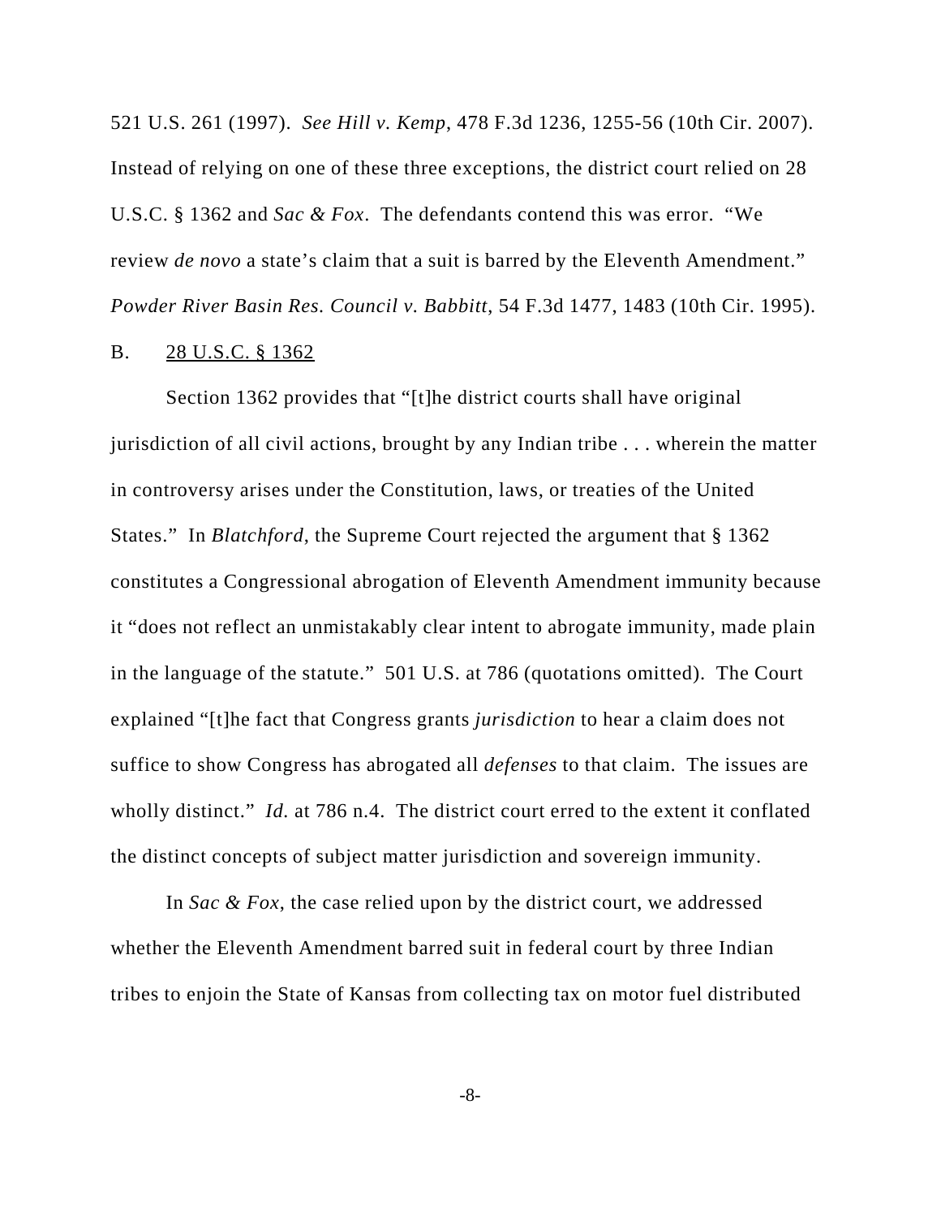521 U.S. 261 (1997). *See Hill v. Kemp*, 478 F.3d 1236, 1255-56 (10th Cir. 2007). Instead of relying on one of these three exceptions, the district court relied on 28 U.S.C. § 1362 and *Sac & Fox*. The defendants contend this was error. "We review *de novo* a state's claim that a suit is barred by the Eleventh Amendment." *Powder River Basin Res. Council v. Babbitt*, 54 F.3d 1477, 1483 (10th Cir. 1995).

B. 28 U.S.C. § 1362

Section 1362 provides that "[t]he district courts shall have original jurisdiction of all civil actions, brought by any Indian tribe . . . wherein the matter in controversy arises under the Constitution, laws, or treaties of the United States." In *Blatchford*, the Supreme Court rejected the argument that § 1362 constitutes a Congressional abrogation of Eleventh Amendment immunity because it "does not reflect an unmistakably clear intent to abrogate immunity, made plain in the language of the statute." 501 U.S. at 786 (quotations omitted). The Court explained "[t]he fact that Congress grants *jurisdiction* to hear a claim does not suffice to show Congress has abrogated all *defenses* to that claim. The issues are wholly distinct." *Id.* at 786 n.4. The district court erred to the extent it conflated the distinct concepts of subject matter jurisdiction and sovereign immunity.

In *Sac & Fox*, the case relied upon by the district court, we addressed whether the Eleventh Amendment barred suit in federal court by three Indian tribes to enjoin the State of Kansas from collecting tax on motor fuel distributed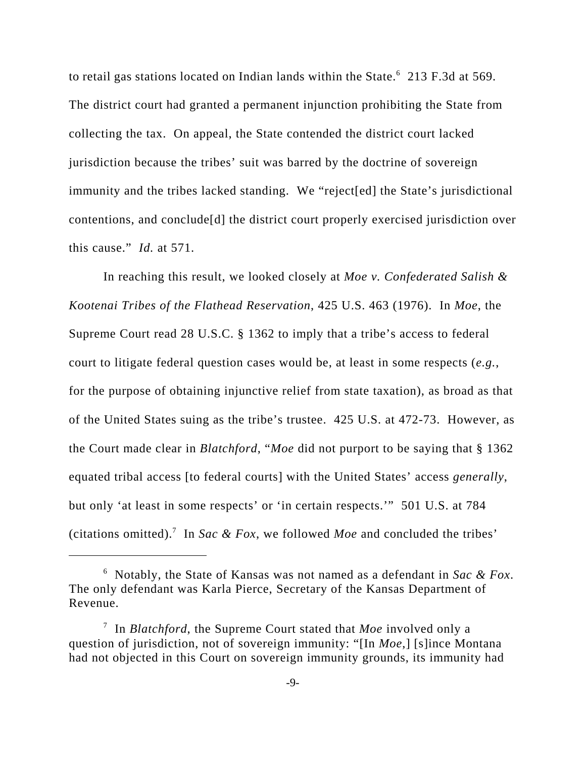to retail gas stations located on Indian lands within the State.[6] 213 F.3d at 569. The district court had granted a permanent injunction prohibiting the State from collecting the tax. On appeal, the State contended the district court lacked jurisdiction because the tribes' suit was barred by the doctrine of sovereign immunity and the tribes lacked standing. We "reject[ed] the State's jurisdictional contentions, and conclude[d] the district court properly exercised jurisdiction over this cause." *Id.* at 571.

In reaching this result, we looked closely at *Moe v. Confederated Salish & Kootenai Tribes of the Flathead Reservation*, 425 U.S. 463 (1976). In *Moe*, the Supreme Court read 28 U.S.C. § 1362 to imply that a tribe's access to federal court to litigate federal question cases would be, at least in some respects (*e.g.*, for the purpose of obtaining injunctive relief from state taxation), as broad as that of the United States suing as the tribe's trustee. 425 U.S. at 472-73. However, as the Court made clear in *Blatchford*, "*Moe* did not purport to be saying that § 1362 equated tribal access [to federal courts] with the United States' access *generally*, but only 'at least in some respects' or 'in certain respects.'" 501 U.S. at 784 (citations omitted).[7] In *Sac & Fox*, we followed *Moe* and concluded the tribes'

---

[6] Notably, the State of Kansas was not named as a defendant in *Sac & Fox*. The only defendant was Karla Pierce, Secretary of the Kansas Department of Revenue.

[7] In *Blatchford*, the Supreme Court stated that *Moe* involved only a question of jurisdiction, not of sovereign immunity: "[In *Moe*,] [s]ince Montana had not objected in this Court on sovereign immunity grounds, its immunity had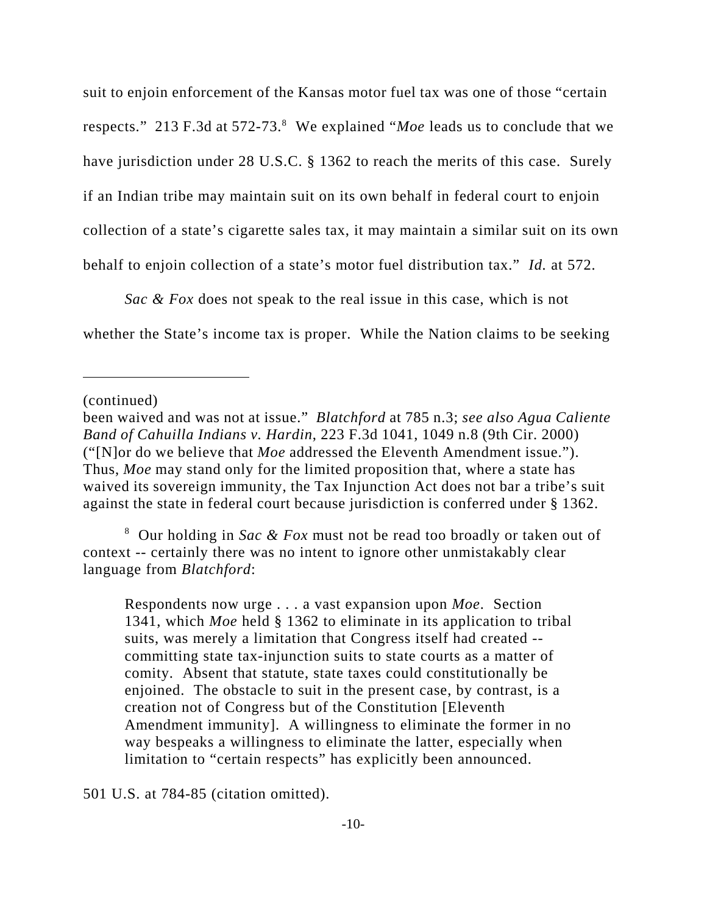suit to enjoin enforcement of the Kansas motor fuel tax was one of those "certain respects." 213 F.3d at 572-73.[8] We explained "*Moe* leads us to conclude that we have jurisdiction under 28 U.S.C. § 1362 to reach the merits of this case. Surely if an Indian tribe may maintain suit on its own behalf in federal court to enjoin collection of a state's cigarette sales tax, it may maintain a similar suit on its own behalf to enjoin collection of a state's motor fuel distribution tax." *Id.* at 572.

*Sac & Fox* does not speak to the real issue in this case, which is not whether the State's income tax is proper. While the Nation claims to be seeking

---

(continued)

been waived and was not at issue." *Blatchford* at 785 n.3; *see also Agua Caliente Band of Cahuilla Indians v. Hardin*, 223 F.3d 1041, 1049 n.8 (9th Cir. 2000) ("[N]or do we believe that *Moe* addressed the Eleventh Amendment issue."). Thus, *Moe* may stand only for the limited proposition that, where a state has waived its sovereign immunity, the Tax Injunction Act does not bar a tribe's suit against the state in federal court because jurisdiction is conferred under § 1362.

[8] Our holding in *Sac & Fox* must not be read too broadly or taken out of context -- certainly there was no intent to ignore other unmistakably clear language from *Blatchford*:

> Respondents now urge . . . a vast expansion upon *Moe*. Section 1341, which *Moe* held § 1362 to eliminate in its application to tribal suits, was merely a limitation that Congress itself had created -- committing state tax-injunction suits to state courts as a matter of comity. Absent that statute, state taxes could constitutionally be enjoined. The obstacle to suit in the present case, by contrast, is a creation not of Congress but of the Constitution [Eleventh Amendment immunity]. A willingness to eliminate the former in no way bespeaks a willingness to eliminate the latter, especially when limitation to "certain respects" has explicitly been announced.

501 U.S. at 784-85 (citation omitted).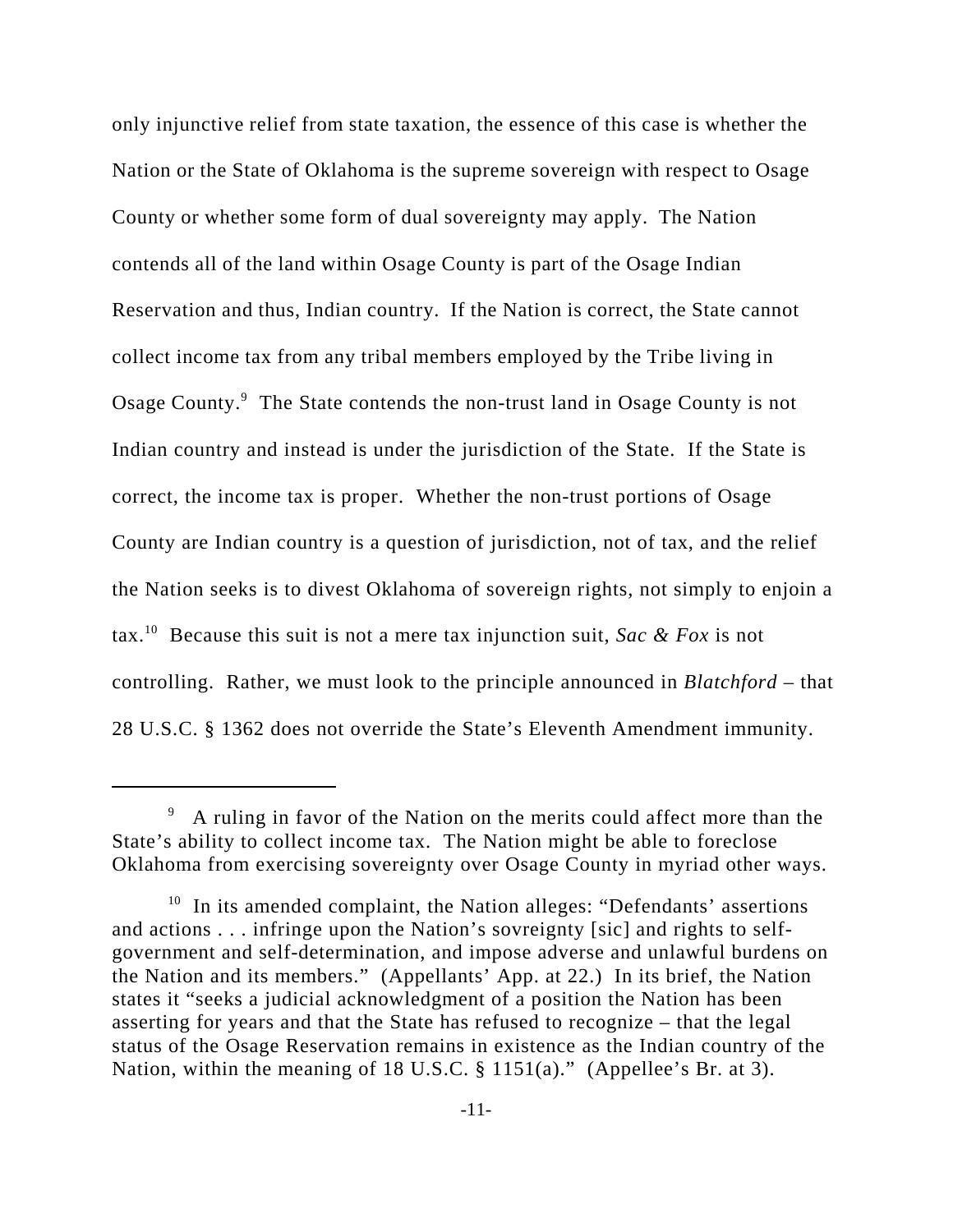only injunctive relief from state taxation, the essence of this case is whether the Nation or the State of Oklahoma is the supreme sovereign with respect to Osage County or whether some form of dual sovereignty may apply. The Nation contends all of the land within Osage County is part of the Osage Indian Reservation and thus, Indian country. If the Nation is correct, the State cannot collect income tax from any tribal members employed by the Tribe living in Osage County.[9] The State contends the non-trust land in Osage County is not Indian country and instead is under the jurisdiction of the State. If the State is correct, the income tax is proper. Whether the non-trust portions of Osage County are Indian country is a question of jurisdiction, not of tax, and the relief the Nation seeks is to divest Oklahoma of sovereign rights, not simply to enjoin a tax.[10] Because this suit is not a mere tax injunction suit, *Sac & Fox* is not controlling. Rather, we must look to the principle announced in *Blatchford* – that 28 U.S.C. § 1362 does not override the State's Eleventh Amendment immunity.

---

[9] A ruling in favor of the Nation on the merits could affect more than the State's ability to collect income tax. The Nation might be able to foreclose Oklahoma from exercising sovereignty over Osage County in myriad other ways.

[10] In its amended complaint, the Nation alleges: "Defendants' assertions and actions . . . infringe upon the Nation's sovreignty [sic] and rights to self-government and self-determination, and impose adverse and unlawful burdens on the Nation and its members." (Appellants' App. at 22.) In its brief, the Nation states it "seeks a judicial acknowledgment of a position the Nation has been asserting for years and that the State has refused to recognize – that the legal status of the Osage Reservation remains in existence as the Indian country of the Nation, within the meaning of 18 U.S.C. § 1151(a)." (Appellee's Br. at 3).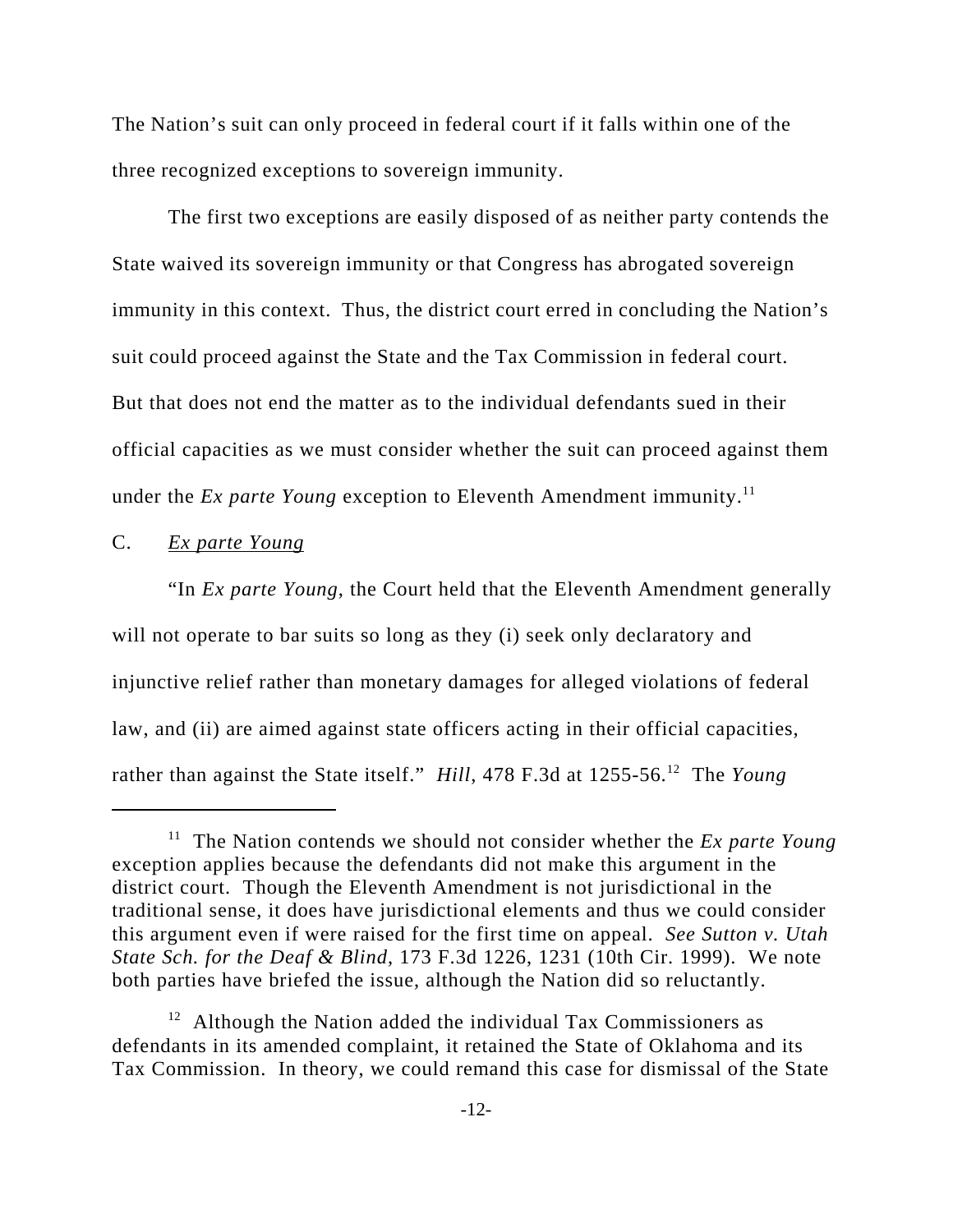The Nation's suit can only proceed in federal court if it falls within one of the three recognized exceptions to sovereign immunity.

The first two exceptions are easily disposed of as neither party contends the State waived its sovereign immunity or that Congress has abrogated sovereign immunity in this context. Thus, the district court erred in concluding the Nation's suit could proceed against the State and the Tax Commission in federal court. But that does not end the matter as to the individual defendants sued in their official capacities as we must consider whether the suit can proceed against them under the *Ex parte Young* exception to Eleventh Amendment immunity.[11]

C. *Ex parte Young*

"In *Ex parte Young*, the Court held that the Eleventh Amendment generally will not operate to bar suits so long as they (i) seek only declaratory and injunctive relief rather than monetary damages for alleged violations of federal law, and (ii) are aimed against state officers acting in their official capacities, rather than against the State itself." *Hill*, 478 F.3d at 1255-56.[12] The *Young*

---

[11] The Nation contends we should not consider whether the *Ex parte Young* exception applies because the defendants did not make this argument in the district court. Though the Eleventh Amendment is not jurisdictional in the traditional sense, it does have jurisdictional elements and thus we could consider this argument even if were raised for the first time on appeal. *See Sutton v. Utah State Sch. for the Deaf & Blind*, 173 F.3d 1226, 1231 (10th Cir. 1999). We note both parties have briefed the issue, although the Nation did so reluctantly.

[12] Although the Nation added the individual Tax Commissioners as defendants in its amended complaint, it retained the State of Oklahoma and its Tax Commission. In theory, we could remand this case for dismissal of the State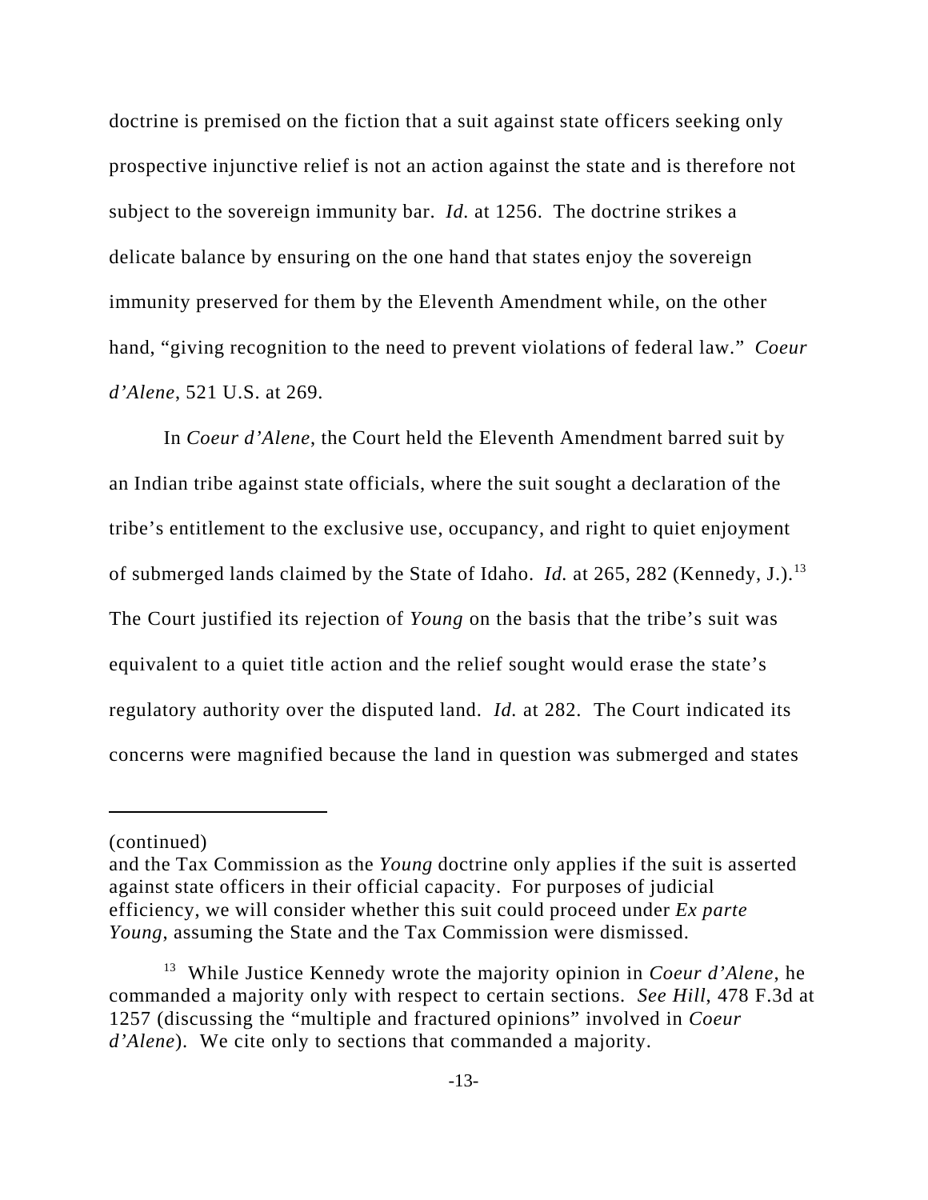doctrine is premised on the fiction that a suit against state officers seeking only prospective injunctive relief is not an action against the state and is therefore not subject to the sovereign immunity bar. *Id.* at 1256. The doctrine strikes a delicate balance by ensuring on the one hand that states enjoy the sovereign immunity preserved for them by the Eleventh Amendment while, on the other hand, "giving recognition to the need to prevent violations of federal law." *Coeur d'Alene*, 521 U.S. at 269.

In *Coeur d'Alene*, the Court held the Eleventh Amendment barred suit by an Indian tribe against state officials, where the suit sought a declaration of the tribe's entitlement to the exclusive use, occupancy, and right to quiet enjoyment of submerged lands claimed by the State of Idaho. *Id.* at 265, 282 (Kennedy, J.).[13] The Court justified its rejection of *Young* on the basis that the tribe's suit was equivalent to a quiet title action and the relief sought would erase the state's regulatory authority over the disputed land. *Id.* at 282. The Court indicated its concerns were magnified because the land in question was submerged and states

---

(continued)

and the Tax Commission as the *Young* doctrine only applies if the suit is asserted against state officers in their official capacity. For purposes of judicial efficiency, we will consider whether this suit could proceed under *Ex parte Young*, assuming the State and the Tax Commission were dismissed.

[13] While Justice Kennedy wrote the majority opinion in *Coeur d'Alene*, he commanded a majority only with respect to certain sections. *See Hill*, 478 F.3d at 1257 (discussing the "multiple and fractured opinions" involved in *Coeur d'Alene*). We cite only to sections that commanded a majority.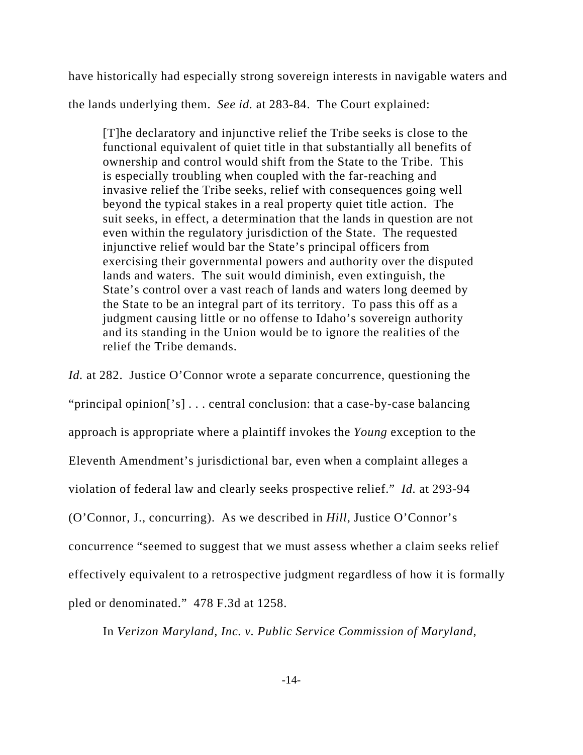have historically had especially strong sovereign interests in navigable waters and the lands underlying them. *See id.* at 283-84. The Court explained:

> [T]he declaratory and injunctive relief the Tribe seeks is close to the functional equivalent of quiet title in that substantially all benefits of ownership and control would shift from the State to the Tribe. This is especially troubling when coupled with the far-reaching and invasive relief the Tribe seeks, relief with consequences going well beyond the typical stakes in a real property quiet title action. The suit seeks, in effect, a determination that the lands in question are not even within the regulatory jurisdiction of the State. The requested injunctive relief would bar the State's principal officers from exercising their governmental powers and authority over the disputed lands and waters. The suit would diminish, even extinguish, the State's control over a vast reach of lands and waters long deemed by the State to be an integral part of its territory. To pass this off as a judgment causing little or no offense to Idaho's sovereign authority and its standing in the Union would be to ignore the realities of the relief the Tribe demands.

*Id.* at 282. Justice O'Connor wrote a separate concurrence, questioning the "principal opinion['s] . . . central conclusion: that a case-by-case balancing approach is appropriate where a plaintiff invokes the *Young* exception to the Eleventh Amendment's jurisdictional bar, even when a complaint alleges a violation of federal law and clearly seeks prospective relief." *Id.* at 293-94 (O'Connor, J., concurring). As we described in *Hill*, Justice O'Connor's concurrence "seemed to suggest that we must assess whether a claim seeks relief effectively equivalent to a retrospective judgment regardless of how it is formally pled or denominated." 478 F.3d at 1258.

In *Verizon Maryland, Inc. v. Public Service Commission of Maryland*,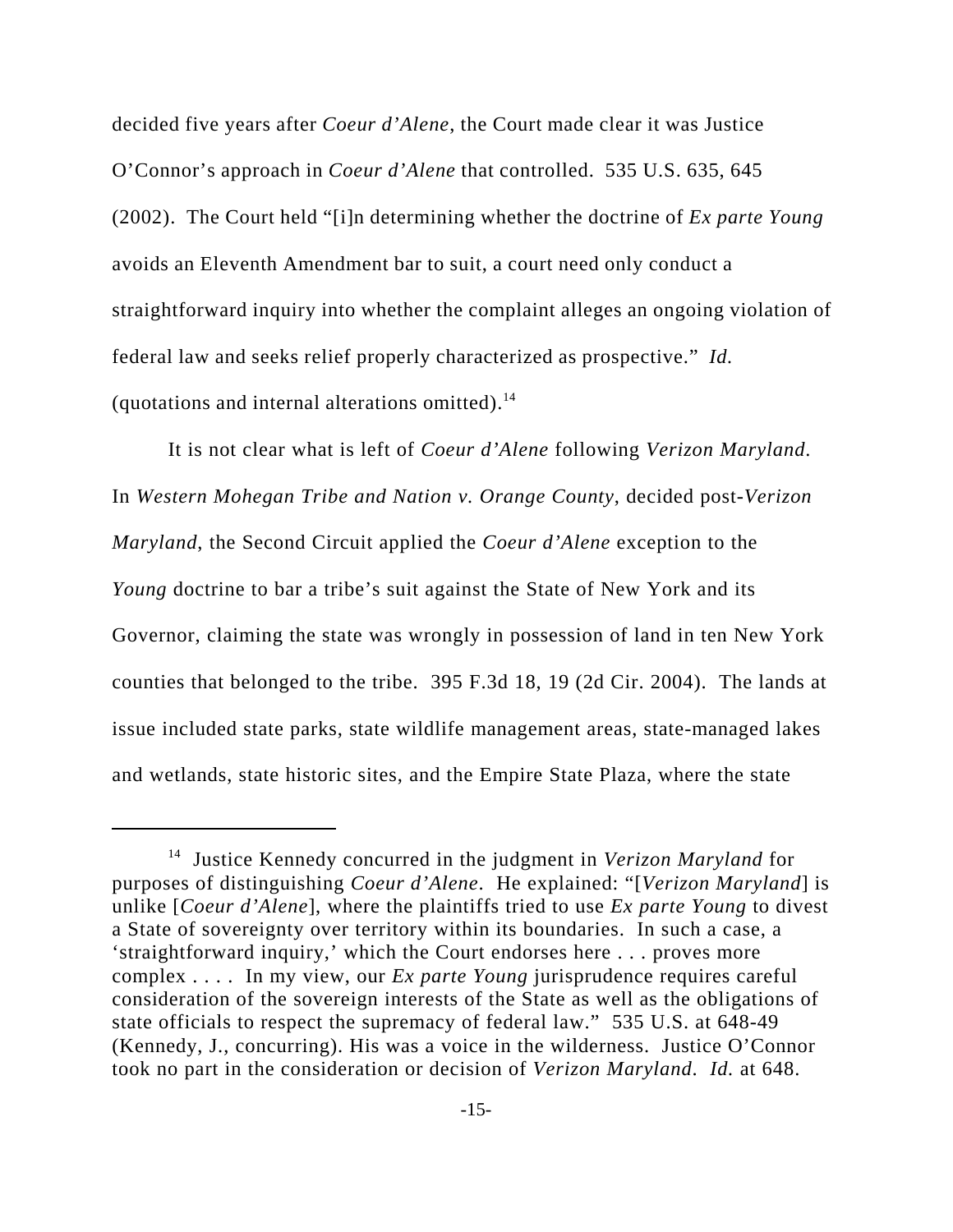decided five years after *Coeur d'Alene*, the Court made clear it was Justice O'Connor's approach in *Coeur d'Alene* that controlled. 535 U.S. 635, 645 (2002). The Court held "[i]n determining whether the doctrine of *Ex parte Young* avoids an Eleventh Amendment bar to suit, a court need only conduct a straightforward inquiry into whether the complaint alleges an ongoing violation of federal law and seeks relief properly characterized as prospective." *Id.* (quotations and internal alterations omitted).[14]

It is not clear what is left of *Coeur d'Alene* following *Verizon Maryland*. In *Western Mohegan Tribe and Nation v. Orange County*, decided post-*Verizon Maryland*, the Second Circuit applied the *Coeur d'Alene* exception to the *Young* doctrine to bar a tribe's suit against the State of New York and its Governor, claiming the state was wrongly in possession of land in ten New York counties that belonged to the tribe. 395 F.3d 18, 19 (2d Cir. 2004). The lands at issue included state parks, state wildlife management areas, state-managed lakes and wetlands, state historic sites, and the Empire State Plaza, where the state

---

[14] Justice Kennedy concurred in the judgment in *Verizon Maryland* for purposes of distinguishing *Coeur d'Alene*. He explained: "[*Verizon Maryland*] is unlike [*Coeur d'Alene*], where the plaintiffs tried to use *Ex parte Young* to divest a State of sovereignty over territory within its boundaries. In such a case, a 'straightforward inquiry,' which the Court endorses here . . . proves more complex . . . . In my view, our *Ex parte Young* jurisprudence requires careful consideration of the sovereign interests of the State as well as the obligations of state officials to respect the supremacy of federal law." 535 U.S. at 648-49 (Kennedy, J., concurring). His was a voice in the wilderness. Justice O'Connor took no part in the consideration or decision of *Verizon Maryland*. *Id.* at 648.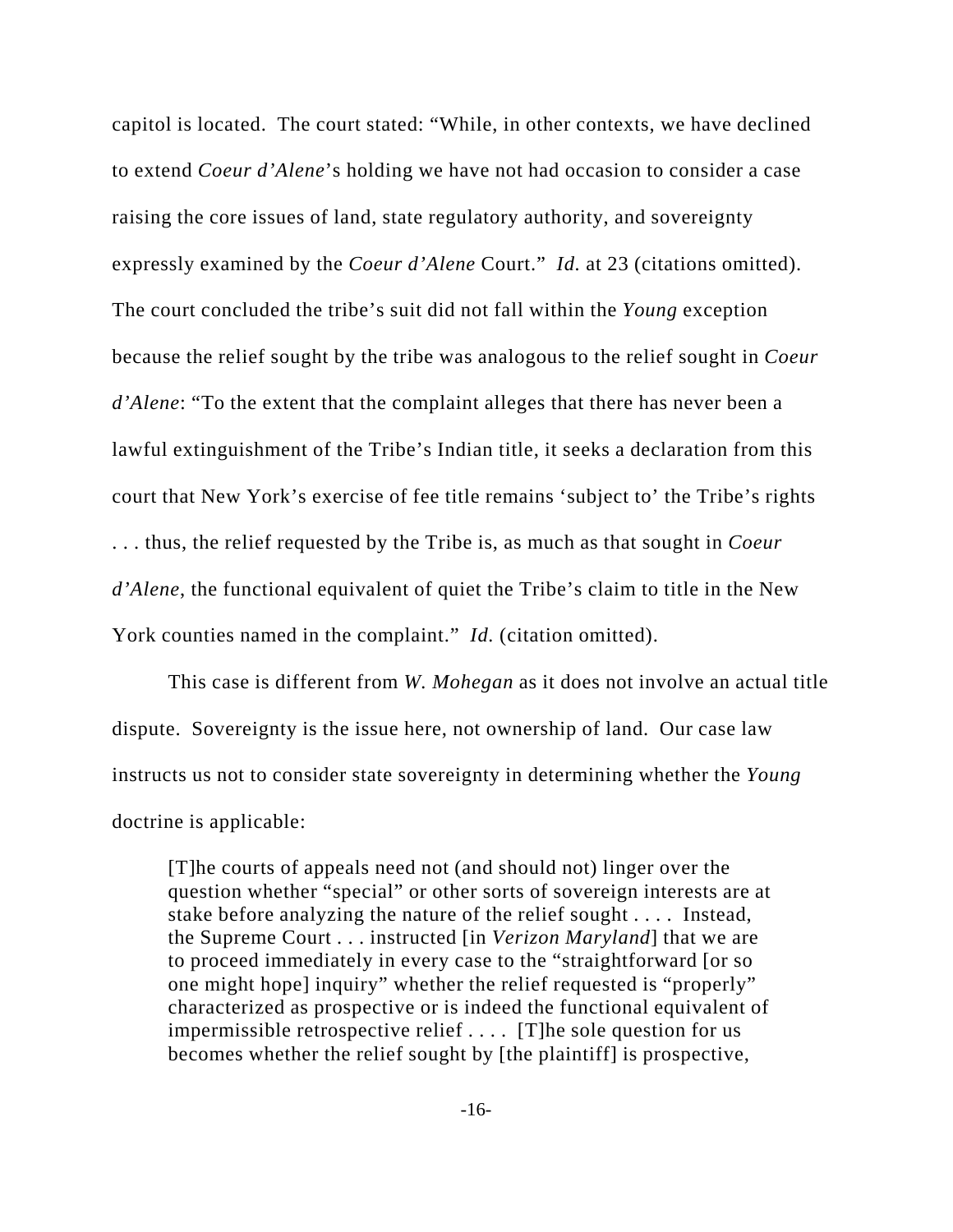capitol is located. The court stated: "While, in other contexts, we have declined to extend *Coeur d'Alene*'s holding we have not had occasion to consider a case raising the core issues of land, state regulatory authority, and sovereignty expressly examined by the *Coeur d'Alene* Court." *Id.* at 23 (citations omitted). The court concluded the tribe's suit did not fall within the *Young* exception because the relief sought by the tribe was analogous to the relief sought in *Coeur d'Alene*: "To the extent that the complaint alleges that there has never been a lawful extinguishment of the Tribe's Indian title, it seeks a declaration from this court that New York's exercise of fee title remains 'subject to' the Tribe's rights . . . thus, the relief requested by the Tribe is, as much as that sought in *Coeur d'Alene*, the functional equivalent of quiet the Tribe's claim to title in the New York counties named in the complaint." *Id.* (citation omitted).

This case is different from *W. Mohegan* as it does not involve an actual title dispute. Sovereignty is the issue here, not ownership of land. Our case law instructs us not to consider state sovereignty in determining whether the *Young* doctrine is applicable:

> [T]he courts of appeals need not (and should not) linger over the question whether "special" or other sorts of sovereign interests are at stake before analyzing the nature of the relief sought . . . . Instead, the Supreme Court . . . instructed [in *Verizon Maryland*] that we are to proceed immediately in every case to the "straightforward [or so one might hope] inquiry" whether the relief requested is "properly" characterized as prospective or is indeed the functional equivalent of impermissible retrospective relief . . . . [T]he sole question for us becomes whether the relief sought by [the plaintiff] is prospective,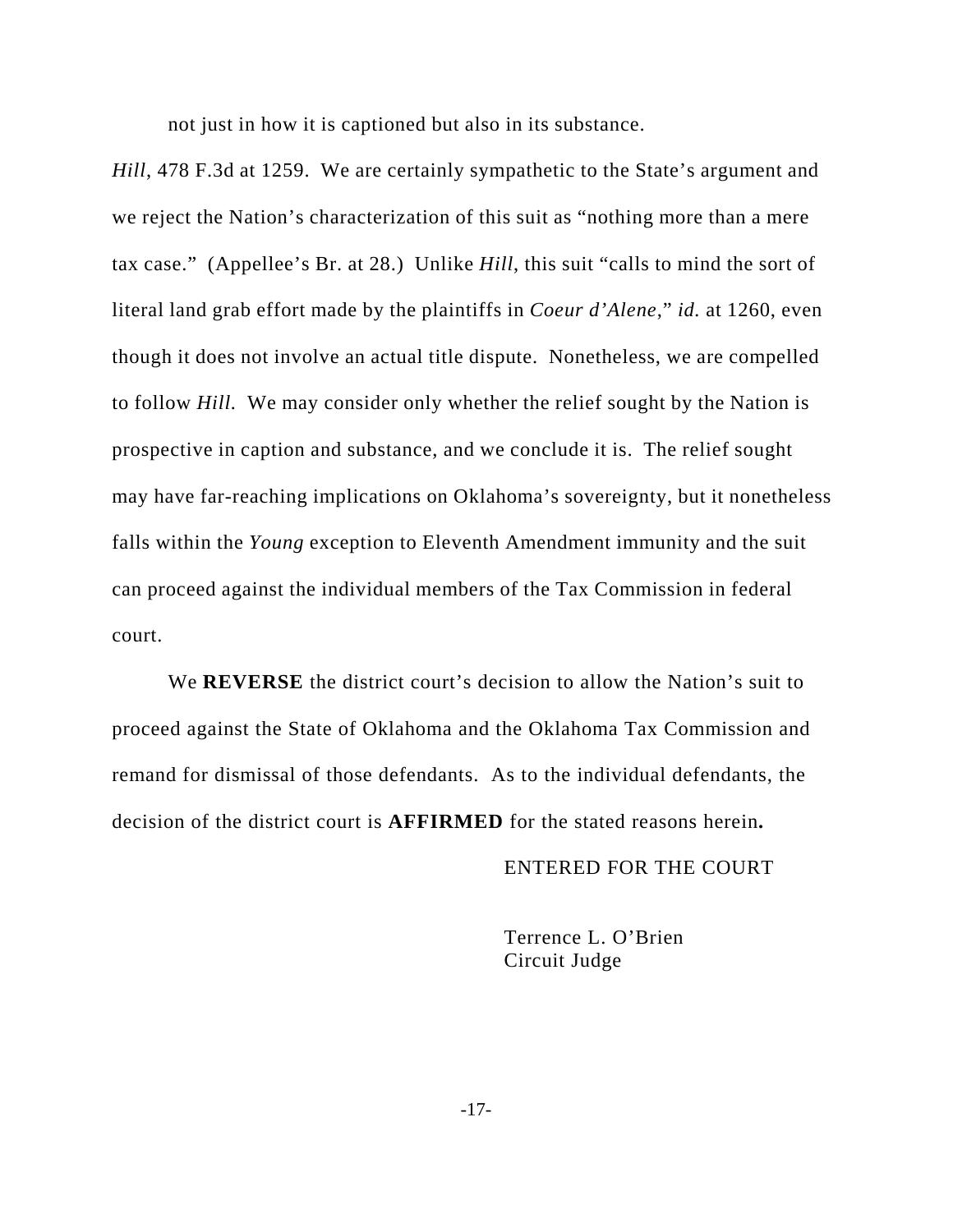not just in how it is captioned but also in its substance.

*Hill*, 478 F.3d at 1259. We are certainly sympathetic to the State's argument and we reject the Nation's characterization of this suit as "nothing more than a mere tax case." (Appellee's Br. at 28.) Unlike *Hill*, this suit "calls to mind the sort of literal land grab effort made by the plaintiffs in *Coeur d'Alene*," *id.* at 1260, even though it does not involve an actual title dispute. Nonetheless, we are compelled to follow *Hill*. We may consider only whether the relief sought by the Nation is prospective in caption and substance, and we conclude it is. The relief sought may have far-reaching implications on Oklahoma's sovereignty, but it nonetheless falls within the *Young* exception to Eleventh Amendment immunity and the suit can proceed against the individual members of the Tax Commission in federal court.

We **REVERSE** the district court's decision to allow the Nation's suit to proceed against the State of Oklahoma and the Oklahoma Tax Commission and remand for dismissal of those defendants. As to the individual defendants, the decision of the district court is **AFFIRMED** for the stated reasons herein**.**

ENTERED FOR THE COURT

Terrence L. O'Brien
Circuit Judge